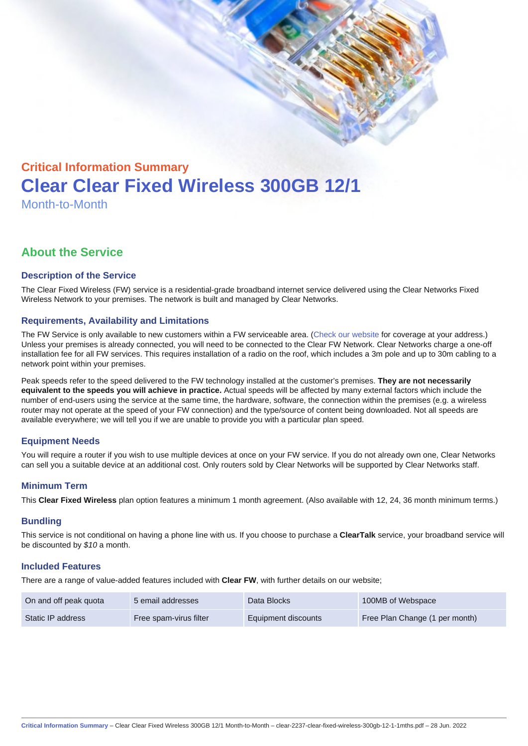## Critical Information Summary

# Clear Clear Fixed Wireless 300GB 12/1

Month-to-Month

## About the Service

### Description of the Service

The Clear Fixed Wireless (FW) service is a residential-grade broadband internet service delivered using the Clear Networks Fixed Wireless Network to your premises. The network is built and managed by Clear Networks.

### Requirements, Availability and Limitations

The FW Service is only available to new customers within a FW serviceable area. (Check our website for coverage at your address.) Unless your premises is already connected, you will need to be connected to the Clear FW Network. Clear Networks charge a one-off installation fee for all FW services. This requires installation of a radio on the roof, which includes a 3m pole and up to 30m cabling to a network point within your premises.

Peak speeds refer to the speed delivered to the FW technology installed at the customer's premises. **They are not necessarily equivalent to the speeds you will achieve in practice.** Actual speeds will be affected by many external factors which include the number of end-users using the service at the same time, the hardware, software, the connection within the premises (e.g. a wireless router may not operate at the speed of your FW connection) and the type/source of content being downloaded. Not all speeds are available everywhere; we will tell you if we are unable to provide you with a particular plan speed.

### Equipment Needs

You will require a router if you wish to use multiple devices at once on your FW service. If you do not already own one, Clear Networks can sell you a suitable device at an additional cost. Only routers sold by Clear Networks will be supported by Clear Networks staff.

### Minimum Term

This **Clear Fixed Wireless** plan option features a minimum 1 month agreement. (Also available with 12, 24, 36 month minimum terms.)

### Bundling

This service is not conditional on having a phone line with us. If you choose to purchase a **ClearTalk** service, your broadband service will be discounted by *$10* a month.

### Included Features

There are a range of value-added features included with **Clear FW**, with further details on our website;

| | | | |
|---|---|---|---|
| On and off peak quota | 5 email addresses | Data Blocks | 100MB of Webspace |
| Static IP address | Free spam-virus filter | Equipment discounts | Free Plan Change (1 per month) |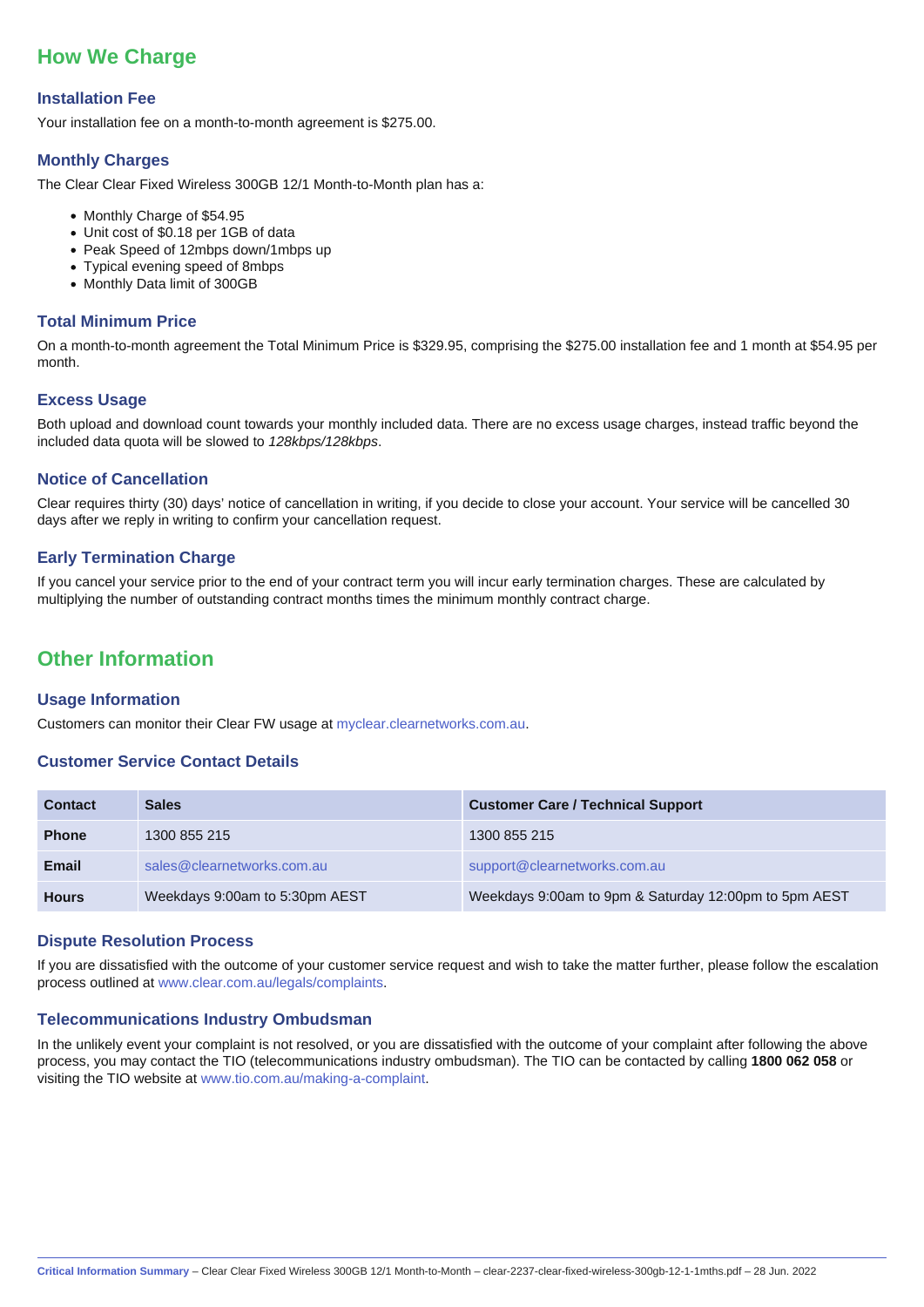## How We Charge

### Installation Fee

Your installation fee on a month-to-month agreement is $275.00.

### Monthly Charges

The Clear Clear Fixed Wireless 300GB 12/1 Month-to-Month plan has a:

- Monthly Charge of $54.95
- Unit cost of $0.18 per 1GB of data
- Peak Speed of 12mbps down/1mbps up
- Typical evening speed of 8mbps
- Monthly Data limit of 300GB

### Total Minimum Price

On a month-to-month agreement the Total Minimum Price is $329.95, comprising the $275.00 installation fee and 1 month at $54.95 per month.

### Excess Usage

Both upload and download count towards your monthly included data. There are no excess usage charges, instead traffic beyond the included data quota will be slowed to *128kbps/128kbps*.

### Notice of Cancellation

Clear requires thirty (30) days' notice of cancellation in writing, if you decide to close your account. Your service will be cancelled 30 days after we reply in writing to confirm your cancellation request.

### Early Termination Charge

If you cancel your service prior to the end of your contract term you will incur early termination charges. These are calculated by multiplying the number of outstanding contract months times the minimum monthly contract charge.

## Other Information

### Usage Information

Customers can monitor their Clear FW usage at myclear.clearnetworks.com.au.

### Customer Service Contact Details

| Contact | Sales | Customer Care / Technical Support |
| --- | --- | --- |
| **Phone** | 1300 855 215 | 1300 855 215 |
| **Email** | sales@clearnetworks.com.au | support@clearnetworks.com.au |
| **Hours** | Weekdays 9:00am to 5:30pm AEST | Weekdays 9:00am to 9pm & Saturday 12:00pm to 5pm AEST |

### Dispute Resolution Process

If you are dissatisfied with the outcome of your customer service request and wish to take the matter further, please follow the escalation process outlined at www.clear.com.au/legals/complaints.

### Telecommunications Industry Ombudsman

In the unlikely event your complaint is not resolved, or you are dissatisfied with the outcome of your complaint after following the above process, you may contact the TIO (telecommunications industry ombudsman). The TIO can be contacted by calling **1800 062 058** or visiting the TIO website at www.tio.com.au/making-a-complaint.